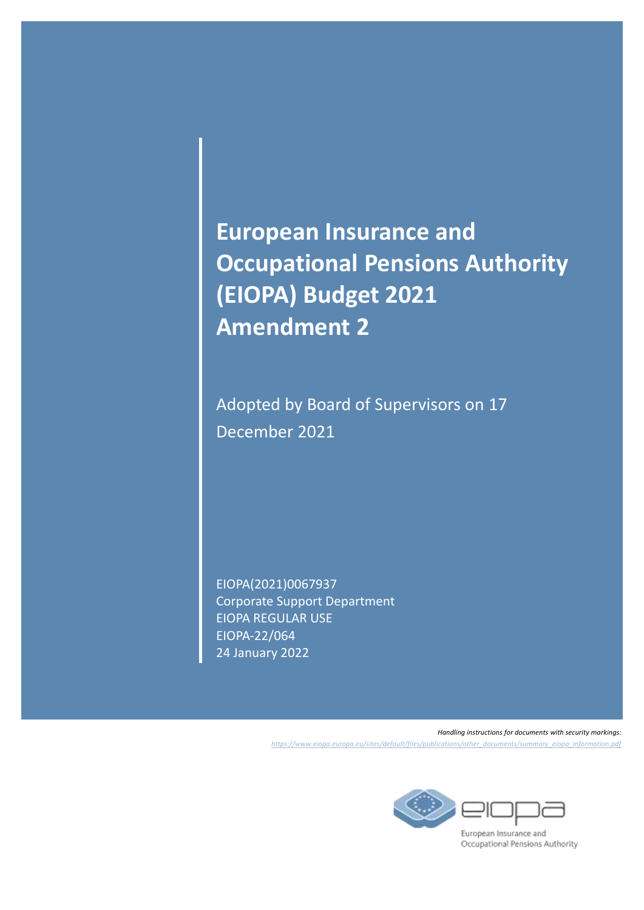# European Insurance and Occupational Pensions Authority (EIOPA) Budget 2021 Amendment 2

Adopted by Board of Supervisors on 17 December 2021

EIOPA(2021)0067937
Corporate Support Department
EIOPA REGULAR USE
EIOPA-22/064
24 January 2022

*Handling instructions for documents with security markings:*
*https://www.eiopa.europa.eu/sites/default/files/publications/other_documents/summary_eiopa_information.pdf*

European Insurance and Occupational Pensions Authority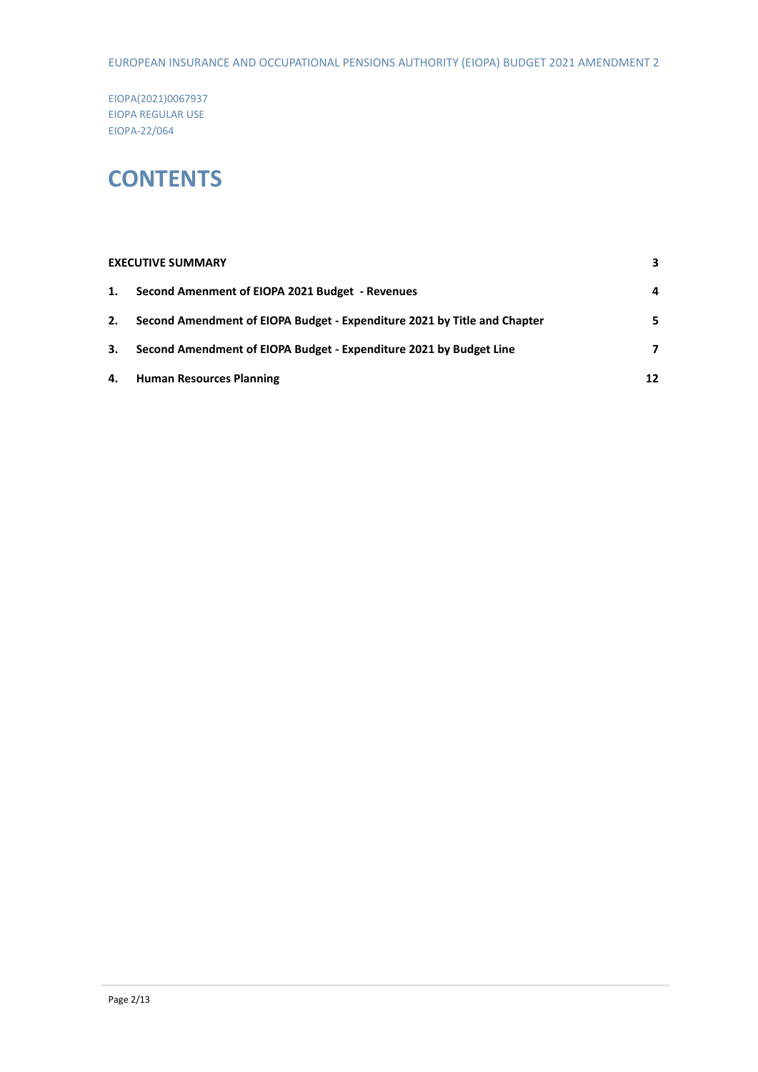EIOPA(2021)0067937
EIOPA REGULAR USE
EIOPA-22/064

# CONTENTS

| | | |
|---|---|---|
| **EXECUTIVE SUMMARY** | | **3** |
| **1.** | **Second Amenment of EIOPA 2021 Budget - Revenues** | **4** |
| **2.** | **Second Amendment of EIOPA Budget - Expenditure 2021 by Title and Chapter** | **5** |
| **3.** | **Second Amendment of EIOPA Budget - Expenditure 2021 by Budget Line** | **7** |
| **4.** | **Human Resources Planning** | **12** |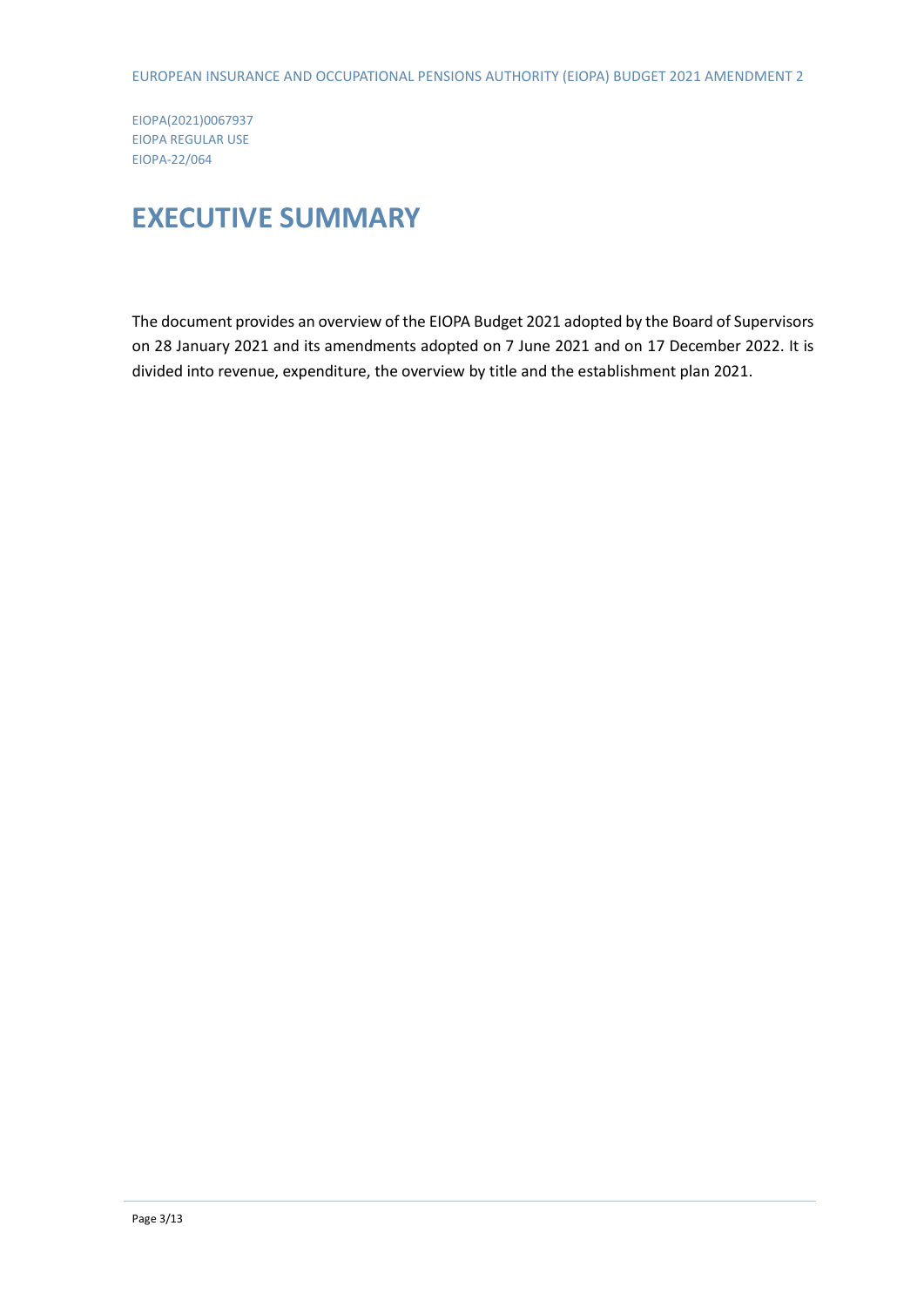EIOPA(2021)0067937
EIOPA REGULAR USE
EIOPA-22/064

# EXECUTIVE SUMMARY

The document provides an overview of the EIOPA Budget 2021 adopted by the Board of Supervisors on 28 January 2021 and its amendments adopted on 7 June 2021 and on 17 December 2022. It is divided into revenue, expenditure, the overview by title and the establishment plan 2021.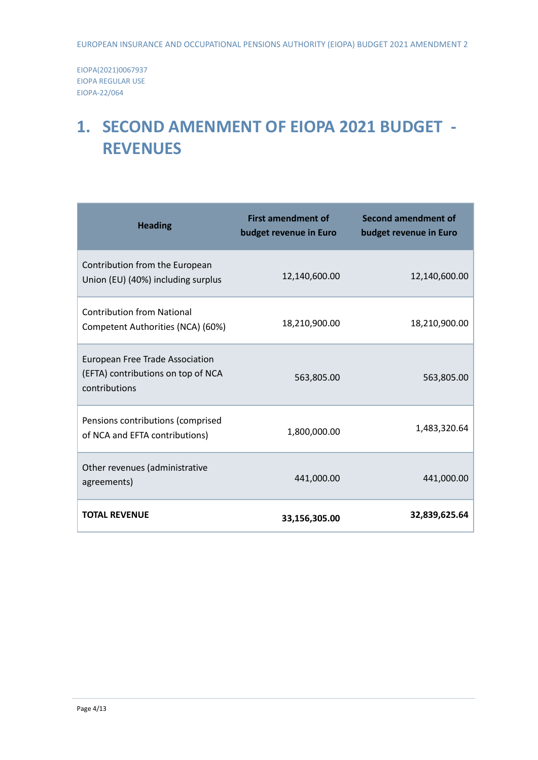EIOPA(2021)0067937
EIOPA REGULAR USE
EIOPA-22/064

# 1. SECOND AMENMENT OF EIOPA 2021 BUDGET - REVENUES

| Heading | First amendment of budget revenue in Euro | Second amendment of budget revenue in Euro |
|---|---|---|
| Contribution from the European Union (EU) (40%) including surplus | 12,140,600.00 | 12,140,600.00 |
| Contribution from National Competent Authorities (NCA) (60%) | 18,210,900.00 | 18,210,900.00 |
| European Free Trade Association (EFTA) contributions on top of NCA contributions | 563,805.00 | 563,805.00 |
| Pensions contributions (comprised of NCA and EFTA contributions) | 1,800,000.00 | 1,483,320.64 |
| Other revenues (administrative agreements) | 441,000.00 | 441,000.00 |
| **TOTAL REVENUE** | **33,156,305.00** | **32,839,625.64** |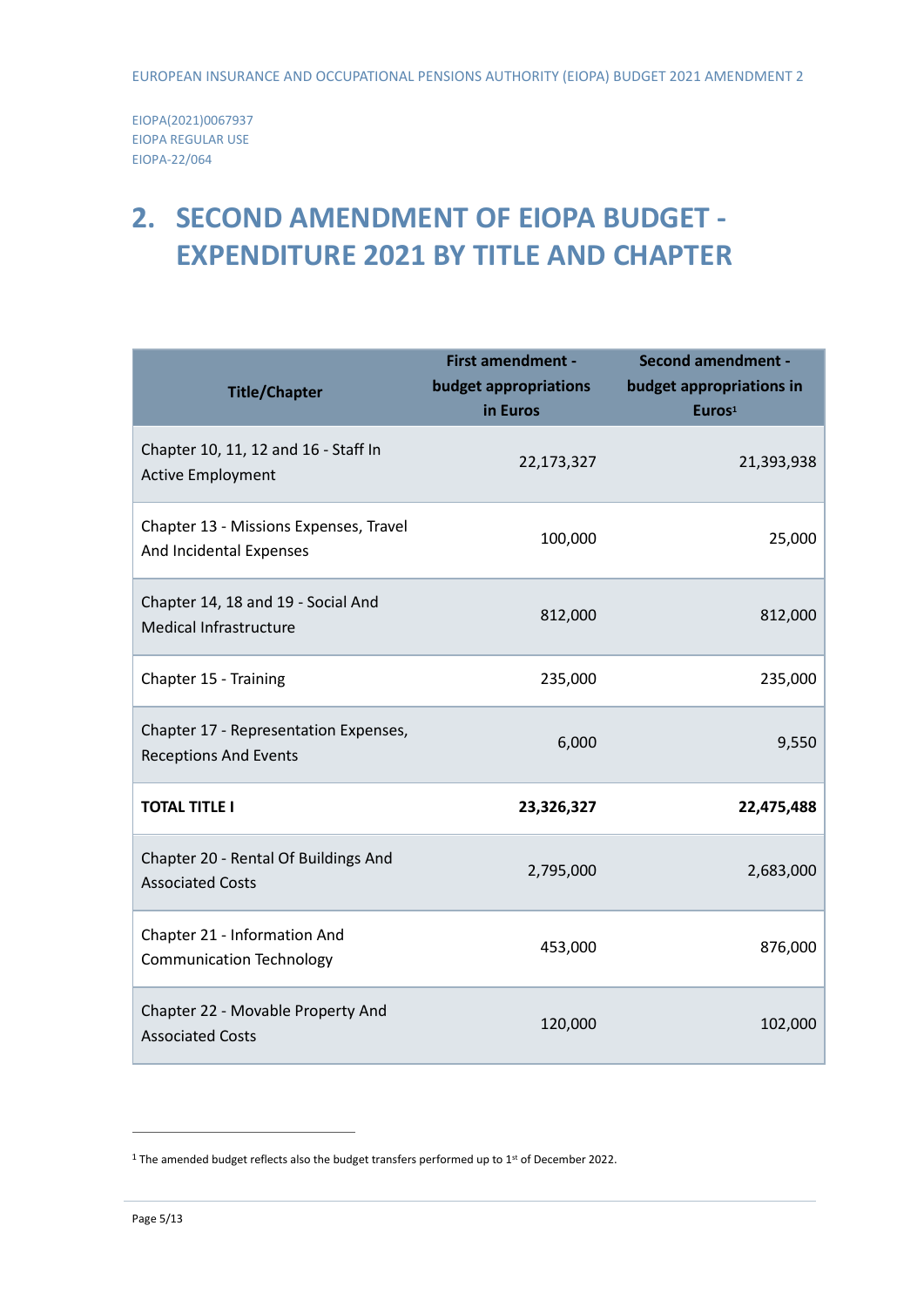EIOPA(2021)0067937
EIOPA REGULAR USE
EIOPA-22/064

# 2. SECOND AMENDMENT OF EIOPA BUDGET - EXPENDITURE 2021 BY TITLE AND CHAPTER

| Title/Chapter | First amendment - budget appropriations in Euros | Second amendment - budget appropriations in Euros[1] |
|---|---|---|
| Chapter 10, 11, 12 and 16 - Staff In Active Employment | 22,173,327 | 21,393,938 |
| Chapter 13 - Missions Expenses, Travel And Incidental Expenses | 100,000 | 25,000 |
| Chapter 14, 18 and 19 - Social And Medical Infrastructure | 812,000 | 812,000 |
| Chapter 15 - Training | 235,000 | 235,000 |
| Chapter 17 - Representation Expenses, Receptions And Events | 6,000 | 9,550 |
| **TOTAL TITLE I** | **23,326,327** | **22,475,488** |
| Chapter 20 - Rental Of Buildings And Associated Costs | 2,795,000 | 2,683,000 |
| Chapter 21 - Information And Communication Technology | 453,000 | 876,000 |
| Chapter 22 - Movable Property And Associated Costs | 120,000 | 102,000 |

[1] The amended budget reflects also the budget transfers performed up to 1st of December 2022.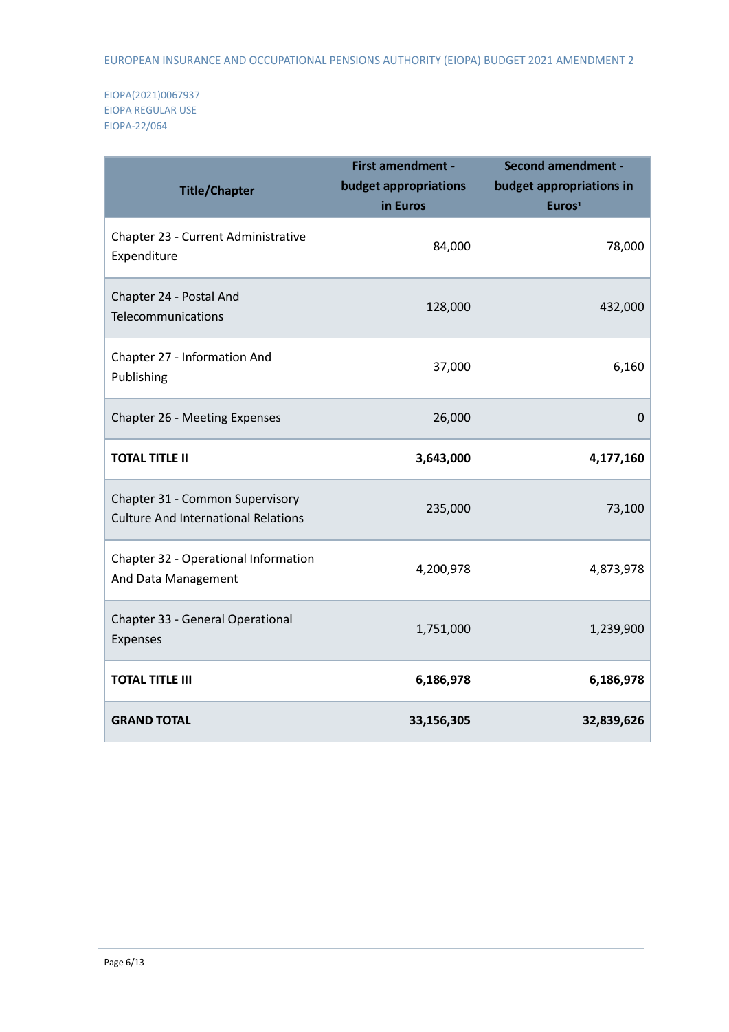| Title/Chapter | First amendment - budget appropriations in Euros | Second amendment - budget appropriations in Euros[1] |
|---|---|---|
| Chapter 23 - Current Administrative Expenditure | 84,000 | 78,000 |
| Chapter 24 - Postal And Telecommunications | 128,000 | 432,000 |
| Chapter 27 - Information And Publishing | 37,000 | 6,160 |
| Chapter 26 - Meeting Expenses | 26,000 | 0 |
| **TOTAL TITLE II** | **3,643,000** | **4,177,160** |
| Chapter 31 - Common Supervisory Culture And International Relations | 235,000 | 73,100 |
| Chapter 32 - Operational Information And Data Management | 4,200,978 | 4,873,978 |
| Chapter 33 - General Operational Expenses | 1,751,000 | 1,239,900 |
| **TOTAL TITLE III** | **6,186,978** | **6,186,978** |
| **GRAND TOTAL** | **33,156,305** | **32,839,626** |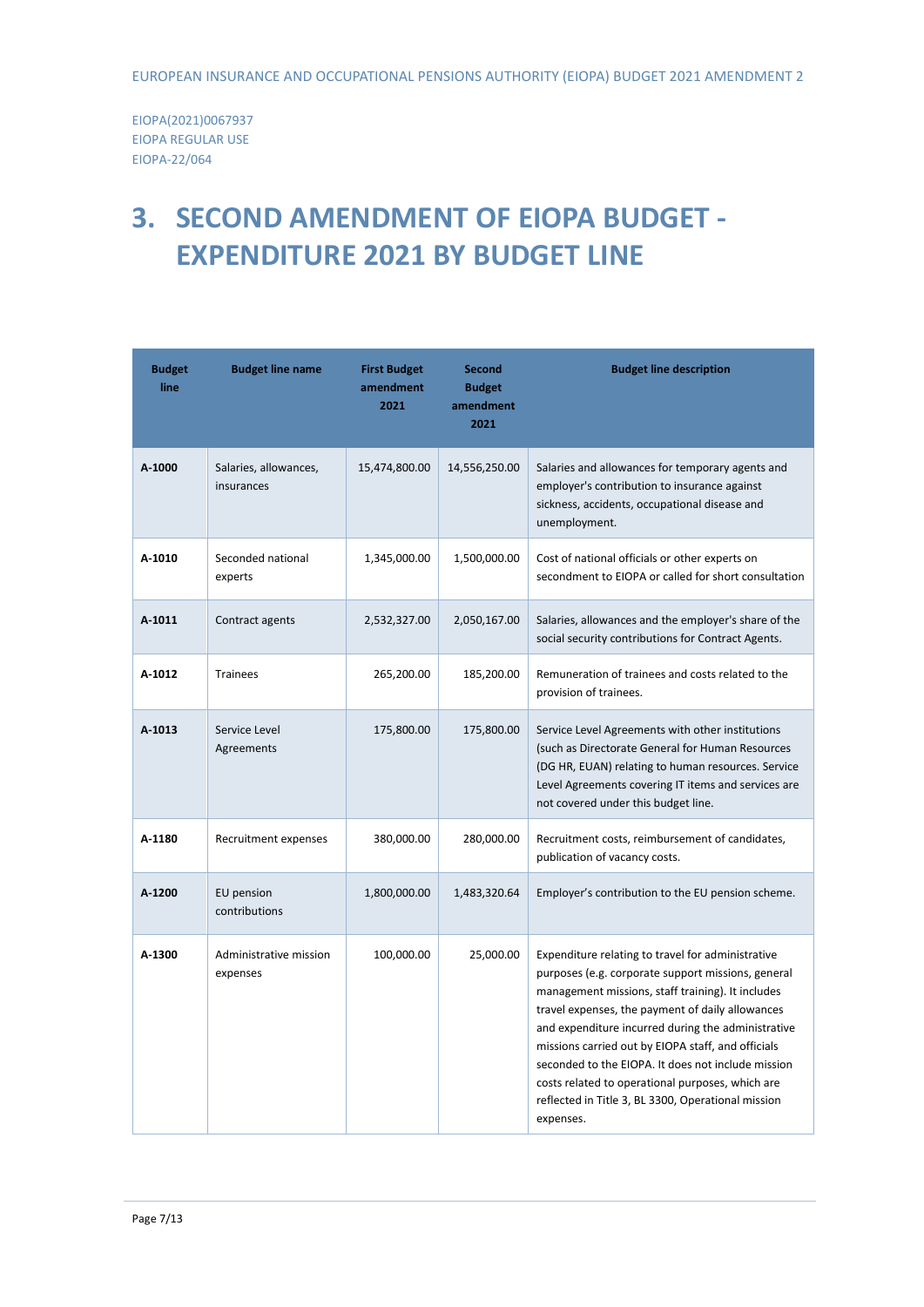EIOPA(2021)0067937
EIOPA REGULAR USE
EIOPA-22/064

# 3. SECOND AMENDMENT OF EIOPA BUDGET - EXPENDITURE 2021 BY BUDGET LINE

| Budget line | Budget line name | First Budget amendment 2021 | Second Budget amendment 2021 | Budget line description |
|---|---|---|---|---|
| **A-1000** | Salaries, allowances, insurances | 15,474,800.00 | 14,556,250.00 | Salaries and allowances for temporary agents and employer's contribution to insurance against sickness, accidents, occupational disease and unemployment. |
| **A-1010** | Seconded national experts | 1,345,000.00 | 1,500,000.00 | Cost of national officials or other experts on secondment to EIOPA or called for short consultation |
| **A-1011** | Contract agents | 2,532,327.00 | 2,050,167.00 | Salaries, allowances and the employer's share of the social security contributions for Contract Agents. |
| **A-1012** | Trainees | 265,200.00 | 185,200.00 | Remuneration of trainees and costs related to the provision of trainees. |
| **A-1013** | Service Level Agreements | 175,800.00 | 175,800.00 | Service Level Agreements with other institutions (such as Directorate General for Human Resources (DG HR, EUAN) relating to human resources. Service Level Agreements covering IT items and services are not covered under this budget line. |
| **A-1180** | Recruitment expenses | 380,000.00 | 280,000.00 | Recruitment costs, reimbursement of candidates, publication of vacancy costs. |
| **A-1200** | EU pension contributions | 1,800,000.00 | 1,483,320.64 | Employer's contribution to the EU pension scheme. |
| **A-1300** | Administrative mission expenses | 100,000.00 | 25,000.00 | Expenditure relating to travel for administrative purposes (e.g. corporate support missions, general management missions, staff training). It includes travel expenses, the payment of daily allowances and expenditure incurred during the administrative missions carried out by EIOPA staff, and officials seconded to the EIOPA. It does not include mission costs related to operational purposes, which are reflected in Title 3, BL 3300, Operational mission expenses. |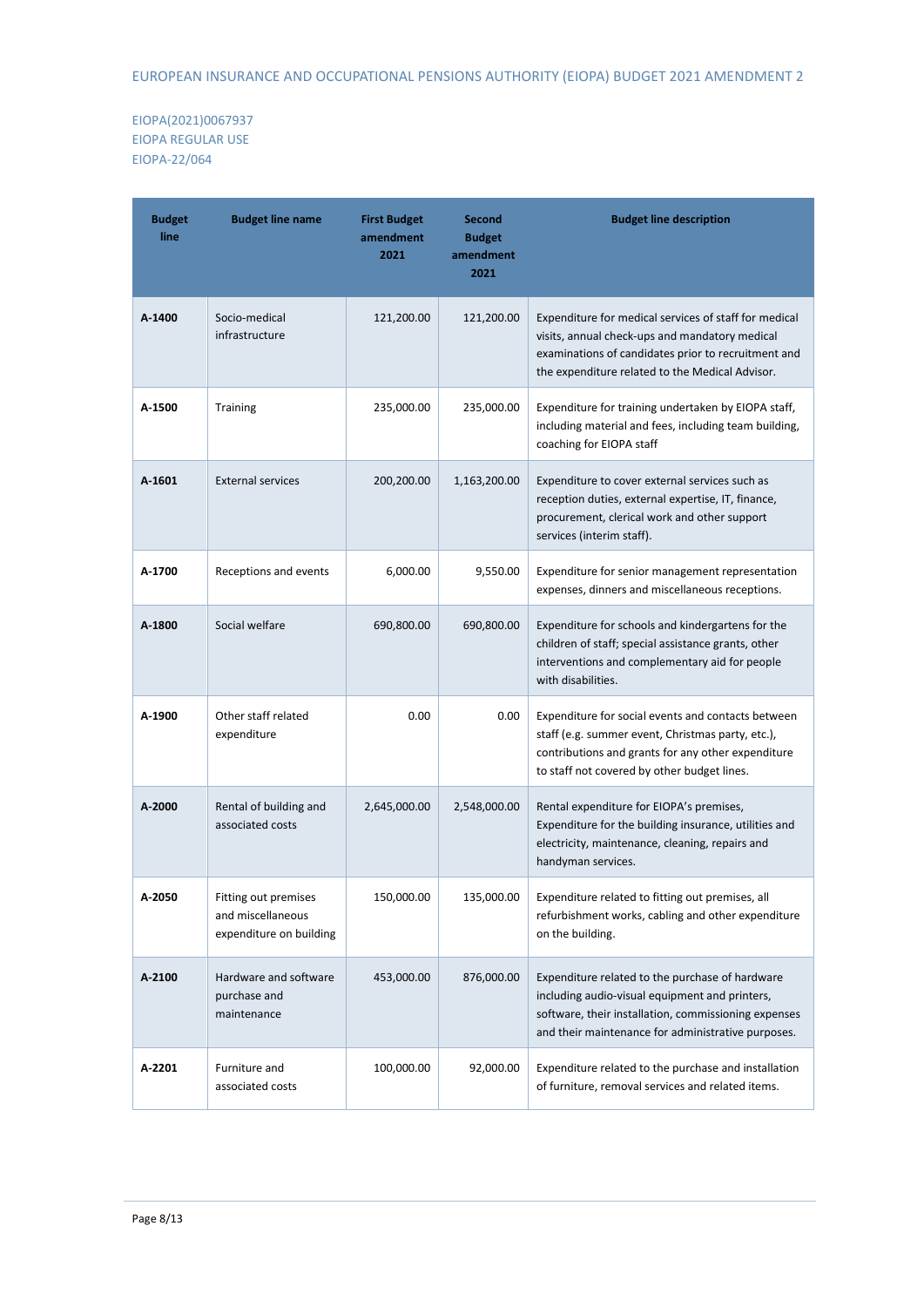| Budget line | Budget line name | First Budget amendment 2021 | Second Budget amendment 2021 | Budget line description |
|---|---|---|---|---|
| **A-1400** | Socio-medical infrastructure | 121,200.00 | 121,200.00 | Expenditure for medical services of staff for medical visits, annual check-ups and mandatory medical examinations of candidates prior to recruitment and the expenditure related to the Medical Advisor. |
| **A-1500** | Training | 235,000.00 | 235,000.00 | Expenditure for training undertaken by EIOPA staff, including material and fees, including team building, coaching for EIOPA staff |
| **A-1601** | External services | 200,200.00 | 1,163,200.00 | Expenditure to cover external services such as reception duties, external expertise, IT, finance, procurement, clerical work and other support services (interim staff). |
| **A-1700** | Receptions and events | 6,000.00 | 9,550.00 | Expenditure for senior management representation expenses, dinners and miscellaneous receptions. |
| **A-1800** | Social welfare | 690,800.00 | 690,800.00 | Expenditure for schools and kindergartens for the children of staff; special assistance grants, other interventions and complementary aid for people with disabilities. |
| **A-1900** | Other staff related expenditure | 0.00 | 0.00 | Expenditure for social events and contacts between staff (e.g. summer event, Christmas party, etc.), contributions and grants for any other expenditure to staff not covered by other budget lines. |
| **A-2000** | Rental of building and associated costs | 2,645,000.00 | 2,548,000.00 | Rental expenditure for EIOPA's premises, Expenditure for the building insurance, utilities and electricity, maintenance, cleaning, repairs and handyman services. |
| **A-2050** | Fitting out premises and miscellaneous expenditure on building | 150,000.00 | 135,000.00 | Expenditure related to fitting out premises, all refurbishment works, cabling and other expenditure on the building. |
| **A-2100** | Hardware and software purchase and maintenance | 453,000.00 | 876,000.00 | Expenditure related to the purchase of hardware including audio-visual equipment and printers, software, their installation, commissioning expenses and their maintenance for administrative purposes. |
| **A-2201** | Furniture and associated costs | 100,000.00 | 92,000.00 | Expenditure related to the purchase and installation of furniture, removal services and related items. |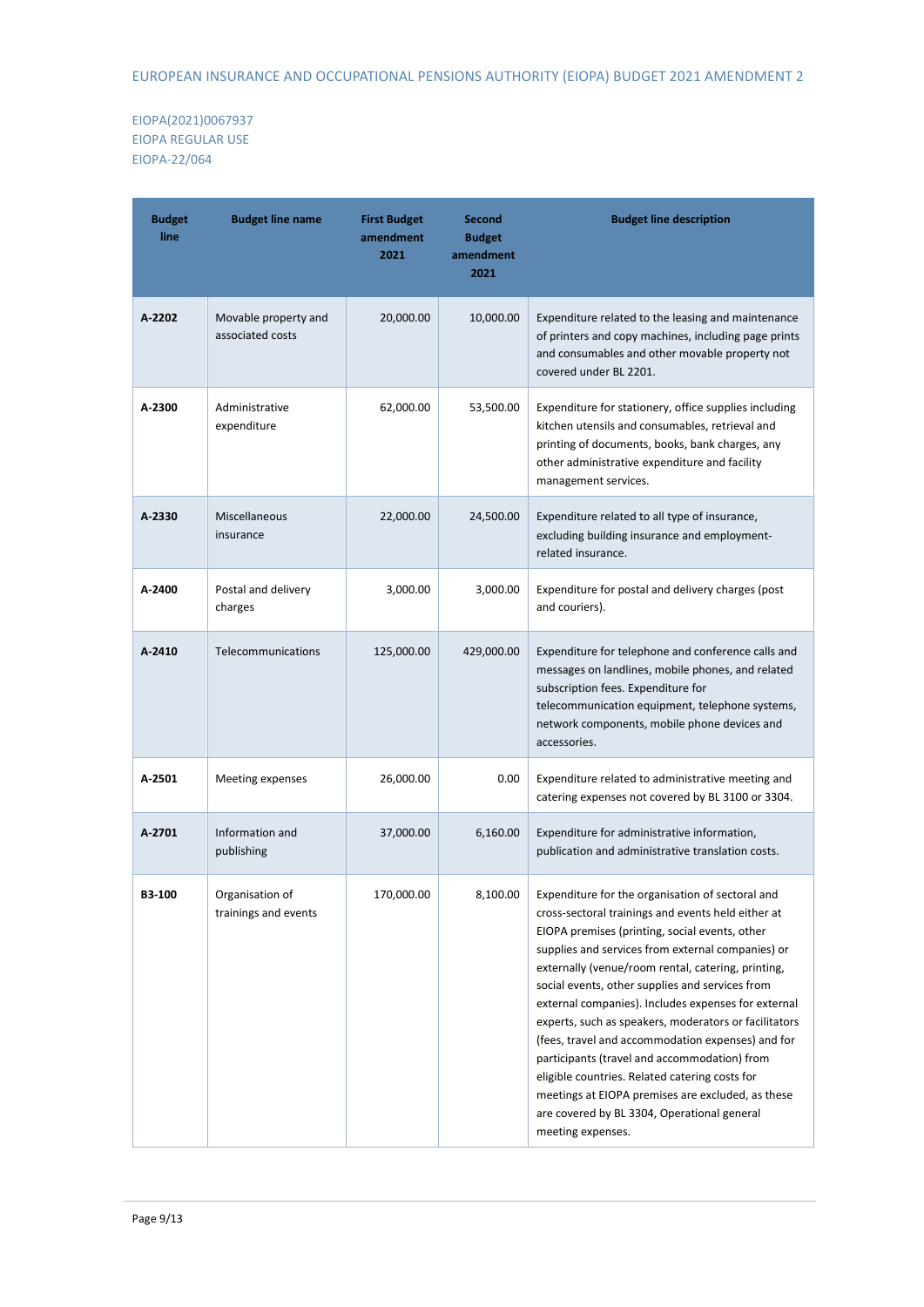| Budget line | Budget line name | First Budget amendment 2021 | Second Budget amendment 2021 | Budget line description |
|---|---|---|---|---|
| **A-2202** | Movable property and associated costs | 20,000.00 | 10,000.00 | Expenditure related to the leasing and maintenance of printers and copy machines, including page prints and consumables and other movable property not covered under BL 2201. |
| **A-2300** | Administrative expenditure | 62,000.00 | 53,500.00 | Expenditure for stationery, office supplies including kitchen utensils and consumables, retrieval and printing of documents, books, bank charges, any other administrative expenditure and facility management services. |
| **A-2330** | Miscellaneous insurance | 22,000.00 | 24,500.00 | Expenditure related to all type of insurance, excluding building insurance and employment-related insurance. |
| **A-2400** | Postal and delivery charges | 3,000.00 | 3,000.00 | Expenditure for postal and delivery charges (post and couriers). |
| **A-2410** | Telecommunications | 125,000.00 | 429,000.00 | Expenditure for telephone and conference calls and messages on landlines, mobile phones, and related subscription fees. Expenditure for telecommunication equipment, telephone systems, network components, mobile phone devices and accessories. |
| **A-2501** | Meeting expenses | 26,000.00 | 0.00 | Expenditure related to administrative meeting and catering expenses not covered by BL 3100 or 3304. |
| **A-2701** | Information and publishing | 37,000.00 | 6,160.00 | Expenditure for administrative information, publication and administrative translation costs. |
| **B3-100** | Organisation of trainings and events | 170,000.00 | 8,100.00 | Expenditure for the organisation of sectoral and cross-sectoral trainings and events held either at EIOPA premises (printing, social events, other supplies and services from external companies) or externally (venue/room rental, catering, printing, social events, other supplies and services from external companies). Includes expenses for external experts, such as speakers, moderators or facilitators (fees, travel and accommodation expenses) and for participants (travel and accommodation) from eligible countries. Related catering costs for meetings at EIOPA premises are excluded, as these are covered by BL 3304, Operational general meeting expenses. |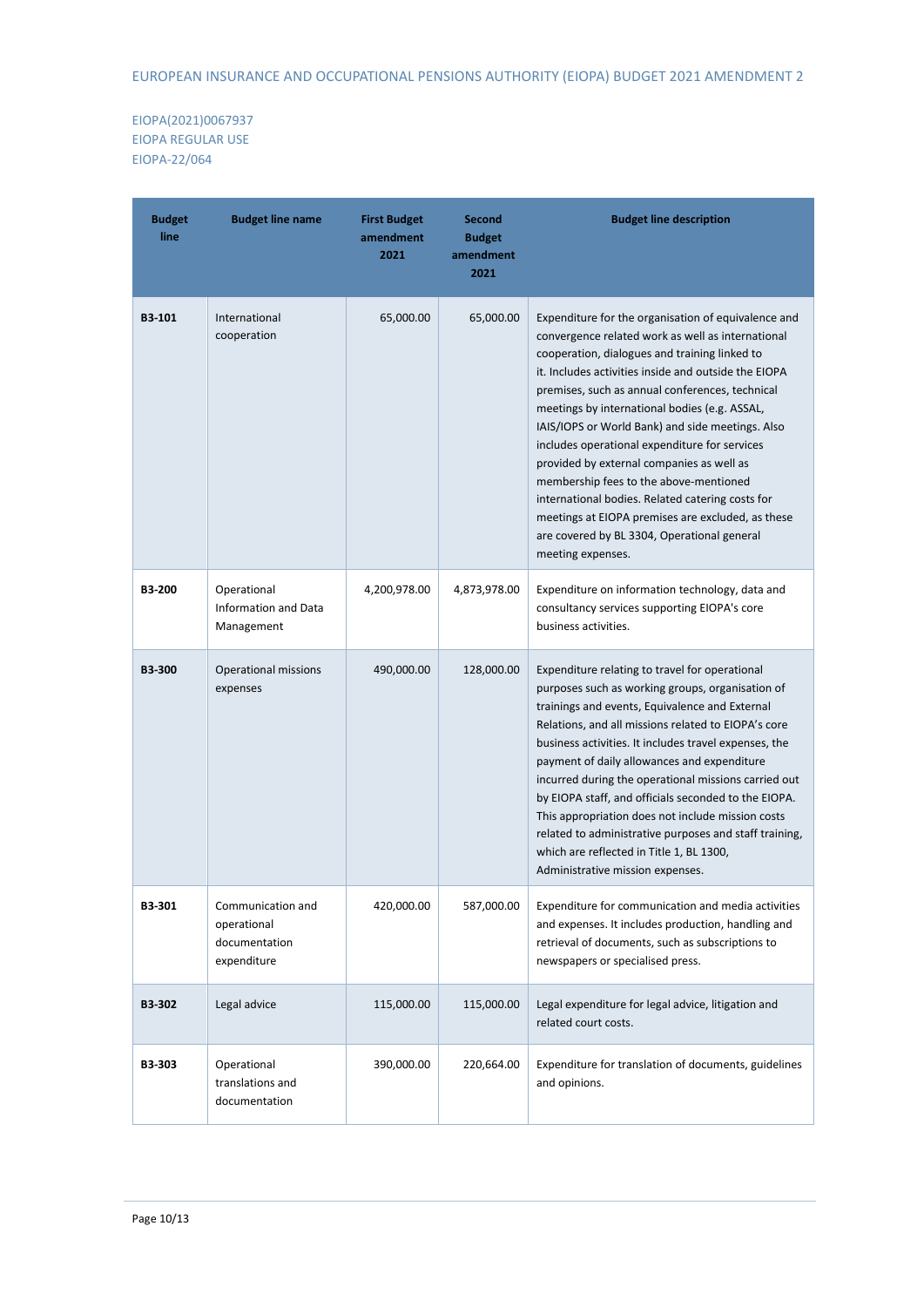| Budget line | Budget line name | First Budget amendment 2021 | Second Budget amendment 2021 | Budget line description |
|---|---|---|---|---|
| **B3-101** | International cooperation | 65,000.00 | 65,000.00 | Expenditure for the organisation of equivalence and convergence related work as well as international cooperation, dialogues and training linked to it. Includes activities inside and outside the EIOPA premises, such as annual conferences, technical meetings by international bodies (e.g. ASSAL, IAIS/IOPS or World Bank) and side meetings. Also includes operational expenditure for services provided by external companies as well as membership fees to the above-mentioned international bodies. Related catering costs for meetings at EIOPA premises are excluded, as these are covered by BL 3304, Operational general meeting expenses. |
| **B3-200** | Operational Information and Data Management | 4,200,978.00 | 4,873,978.00 | Expenditure on information technology, data and consultancy services supporting EIOPA's core business activities. |
| **B3-300** | Operational missions expenses | 490,000.00 | 128,000.00 | Expenditure relating to travel for operational purposes such as working groups, organisation of trainings and events, Equivalence and External Relations, and all missions related to EIOPA's core business activities. It includes travel expenses, the payment of daily allowances and expenditure incurred during the operational missions carried out by EIOPA staff, and officials seconded to the EIOPA. This appropriation does not include mission costs related to administrative purposes and staff training, which are reflected in Title 1, BL 1300, Administrative mission expenses. |
| **B3-301** | Communication and operational documentation expenditure | 420,000.00 | 587,000.00 | Expenditure for communication and media activities and expenses. It includes production, handling and retrieval of documents, such as subscriptions to newspapers or specialised press. |
| **B3-302** | Legal advice | 115,000.00 | 115,000.00 | Legal expenditure for legal advice, litigation and related court costs. |
| **B3-303** | Operational translations and documentation | 390,000.00 | 220,664.00 | Expenditure for translation of documents, guidelines and opinions. |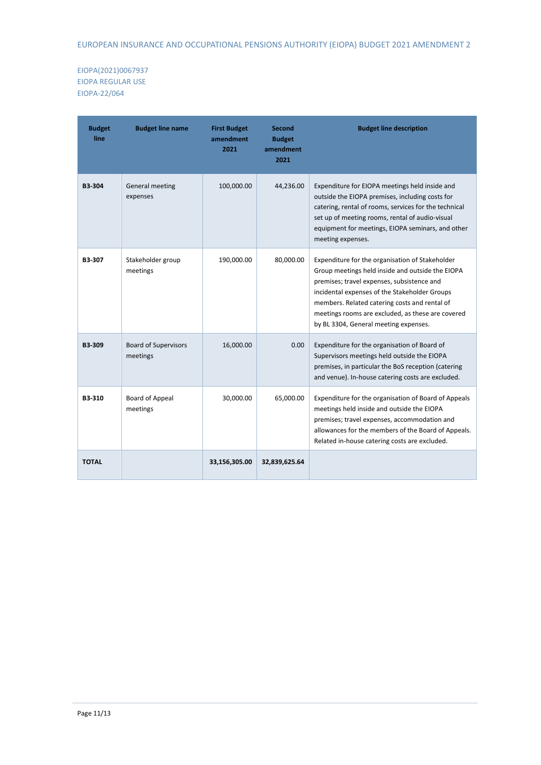| Budget line | Budget line name | First Budget amendment 2021 | Second Budget amendment 2021 | Budget line description |
|---|---|---|---|---|
| **B3-304** | General meeting expenses | 100,000.00 | 44,236.00 | Expenditure for EIOPA meetings held inside and outside the EIOPA premises, including costs for catering, rental of rooms, services for the technical set up of meeting rooms, rental of audio-visual equipment for meetings, EIOPA seminars, and other meeting expenses. |
| **B3-307** | Stakeholder group meetings | 190,000.00 | 80,000.00 | Expenditure for the organisation of Stakeholder Group meetings held inside and outside the EIOPA premises; travel expenses, subsistence and incidental expenses of the Stakeholder Groups members. Related catering costs and rental of meetings rooms are excluded, as these are covered by BL 3304, General meeting expenses. |
| **B3-309** | Board of Supervisors meetings | 16,000.00 | 0.00 | Expenditure for the organisation of Board of Supervisors meetings held outside the EIOPA premises, in particular the BoS reception (catering and venue). In-house catering costs are excluded. |
| **B3-310** | Board of Appeal meetings | 30,000.00 | 65,000.00 | Expenditure for the organisation of Board of Appeals meetings held inside and outside the EIOPA premises; travel expenses, accommodation and allowances for the members of the Board of Appeals. Related in-house catering costs are excluded. |
| **TOTAL** | | **33,156,305.00** | **32,839,625.64** | |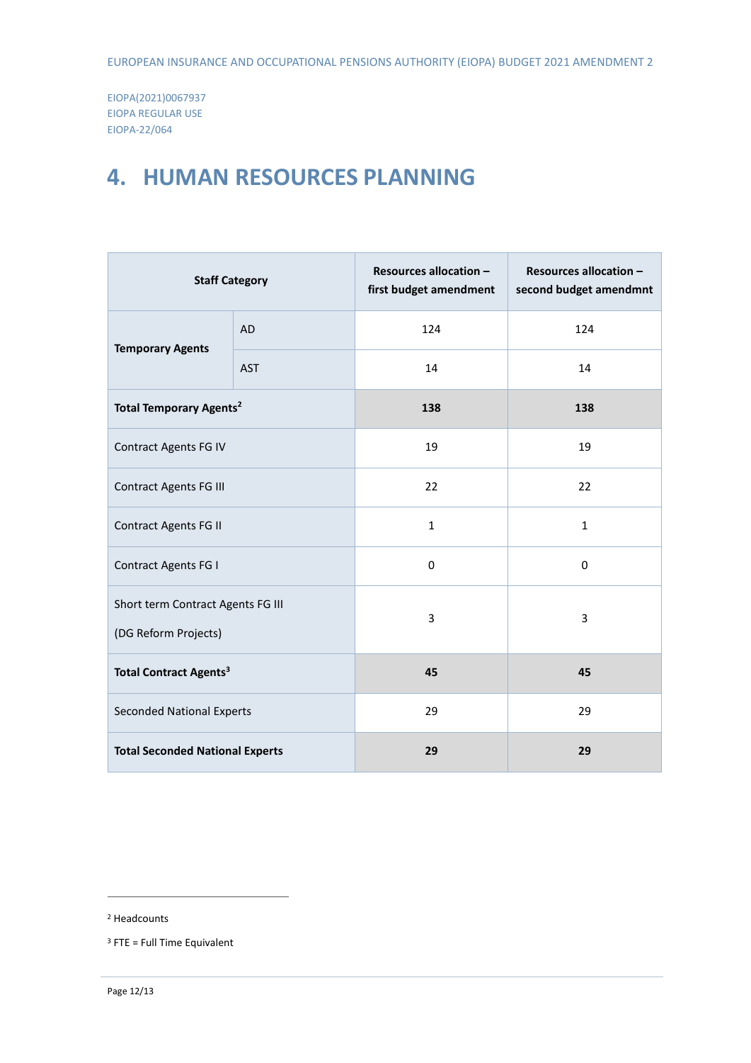EIOPA(2021)0067937
EIOPA REGULAR USE
EIOPA-22/064

# 4. HUMAN RESOURCES PLANNING

| Staff Category | | Resources allocation – first budget amendment | Resources allocation – second budget amendmnt |
|---|---|---|---|
| **Temporary Agents** | AD | 124 | 124 |
| | AST | 14 | 14 |
| **Total Temporary Agents**[2] | | **138** | **138** |
| Contract Agents FG IV | | 19 | 19 |
| Contract Agents FG III | | 22 | 22 |
| Contract Agents FG II | | 1 | 1 |
| Contract Agents FG I | | 0 | 0 |
| Short term Contract Agents FG III (DG Reform Projects) | | 3 | 3 |
| **Total Contract Agents**[3] | | **45** | **45** |
| Seconded National Experts | | 29 | 29 |
| **Total Seconded National Experts** | | **29** | **29** |

[2] Headcounts

[3] FTE = Full Time Equivalent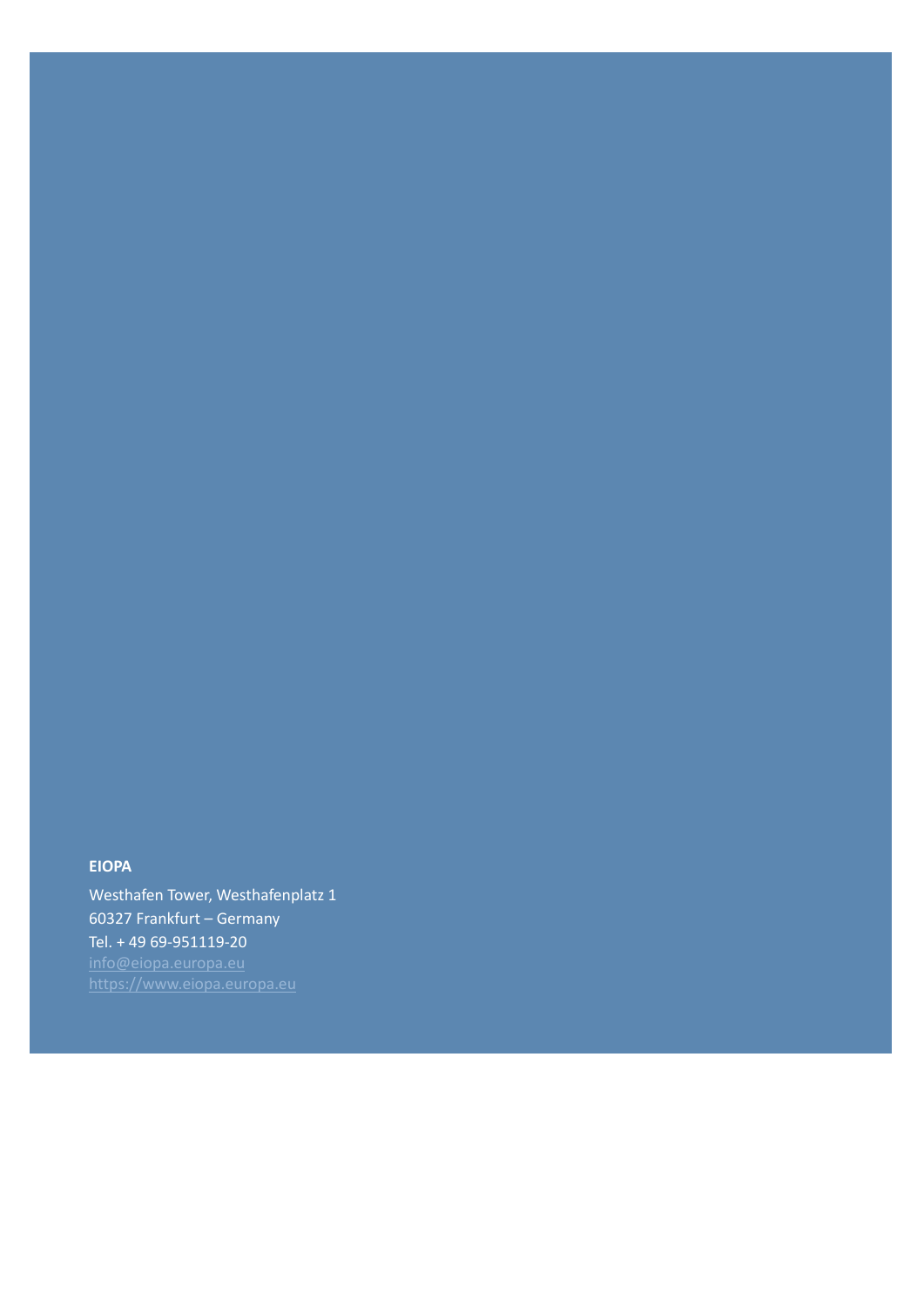**EIOPA**

Westhafen Tower, Westhafenplatz 1
60327 Frankfurt – Germany
Tel. + 49 69-951119-20
info@eiopa.europa.eu
https://www.eiopa.europa.eu